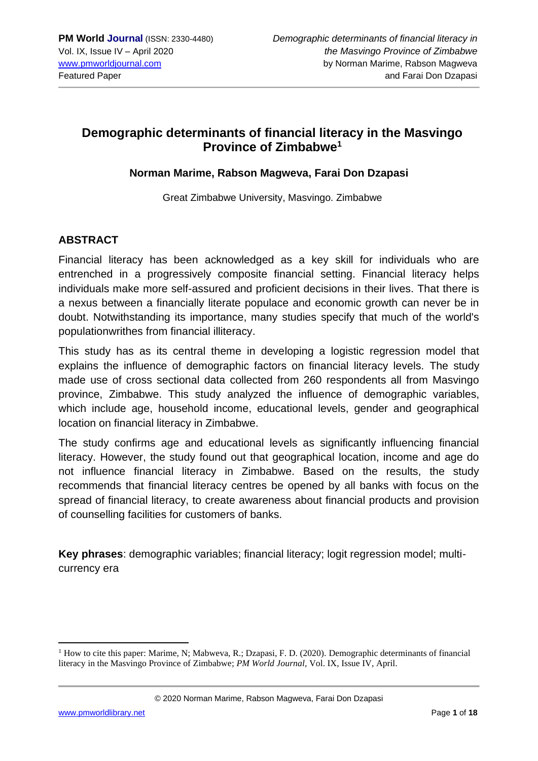# Demographic determinants of financial literacy in the Masvingo Province of Zimbabwe[1]

**Norman Marime, Rabson Magweva, Farai Don Dzapasi**

Great Zimbabwe University, Masvingo. Zimbabwe

## ABSTRACT

Financial literacy has been acknowledged as a key skill for individuals who are entrenched in a progressively composite financial setting. Financial literacy helps individuals make more self-assured and proficient decisions in their lives. That there is a nexus between a financially literate populace and economic growth can never be in doubt. Notwithstanding its importance, many studies specify that much of the world's populationwrithes from financial illiteracy.

This study has as its central theme in developing a logistic regression model that explains the influence of demographic factors on financial literacy levels. The study made use of cross sectional data collected from 260 respondents all from Masvingo province, Zimbabwe. This study analyzed the influence of demographic variables, which include age, household income, educational levels, gender and geographical location on financial literacy in Zimbabwe.

The study confirms age and educational levels as significantly influencing financial literacy. However, the study found out that geographical location, income and age do not influence financial literacy in Zimbabwe. Based on the results, the study recommends that financial literacy centres be opened by all banks with focus on the spread of financial literacy, to create awareness about financial products and provision of counselling facilities for customers of banks.

**Key phrases**: demographic variables; financial literacy; logit regression model; multi-currency era

---

[1] How to cite this paper: Marime, N; Mabweva, R.; Dzapasi, F. D. (2020). Demographic determinants of financial literacy in the Masvingo Province of Zimbabwe; *PM World Journal*, Vol. IX, Issue IV, April.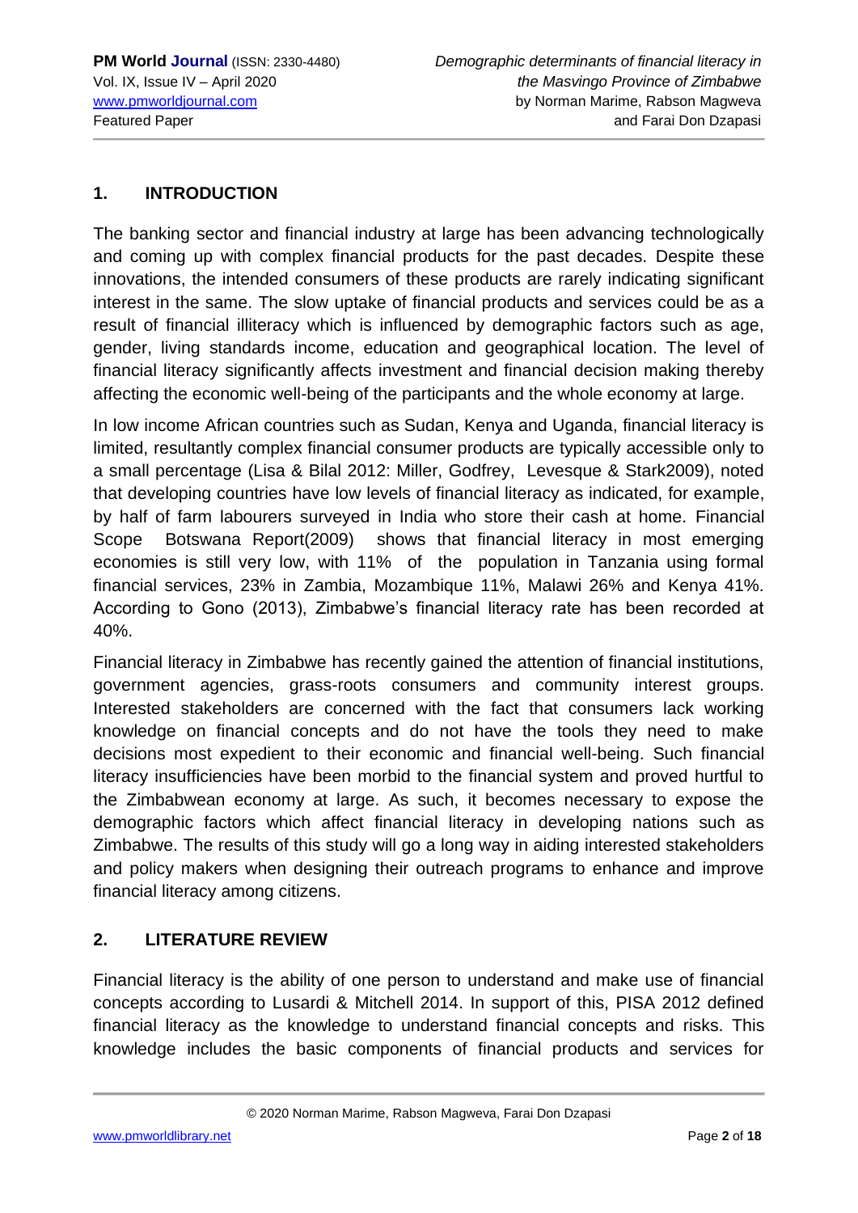## 1. INTRODUCTION

The banking sector and financial industry at large has been advancing technologically and coming up with complex financial products for the past decades. Despite these innovations, the intended consumers of these products are rarely indicating significant interest in the same. The slow uptake of financial products and services could be as a result of financial illiteracy which is influenced by demographic factors such as age, gender, living standards income, education and geographical location. The level of financial literacy significantly affects investment and financial decision making thereby affecting the economic well-being of the participants and the whole economy at large.

In low income African countries such as Sudan, Kenya and Uganda, financial literacy is limited, resultantly complex financial consumer products are typically accessible only to a small percentage (Lisa & Bilal 2012: Miller, Godfrey, Levesque & Stark2009), noted that developing countries have low levels of financial literacy as indicated, for example, by half of farm labourers surveyed in India who store their cash at home. Financial Scope Botswana Report(2009) shows that financial literacy in most emerging economies is still very low, with 11% of the population in Tanzania using formal financial services, 23% in Zambia, Mozambique 11%, Malawi 26% and Kenya 41%. According to Gono (2013), Zimbabwe's financial literacy rate has been recorded at 40%.

Financial literacy in Zimbabwe has recently gained the attention of financial institutions, government agencies, grass-roots consumers and community interest groups. Interested stakeholders are concerned with the fact that consumers lack working knowledge on financial concepts and do not have the tools they need to make decisions most expedient to their economic and financial well-being. Such financial literacy insufficiencies have been morbid to the financial system and proved hurtful to the Zimbabwean economy at large. As such, it becomes necessary to expose the demographic factors which affect financial literacy in developing nations such as Zimbabwe. The results of this study will go a long way in aiding interested stakeholders and policy makers when designing their outreach programs to enhance and improve financial literacy among citizens.

## 2. LITERATURE REVIEW

Financial literacy is the ability of one person to understand and make use of financial concepts according to Lusardi & Mitchell 2014. In support of this, PISA 2012 defined financial literacy as the knowledge to understand financial concepts and risks. This knowledge includes the basic components of financial products and services for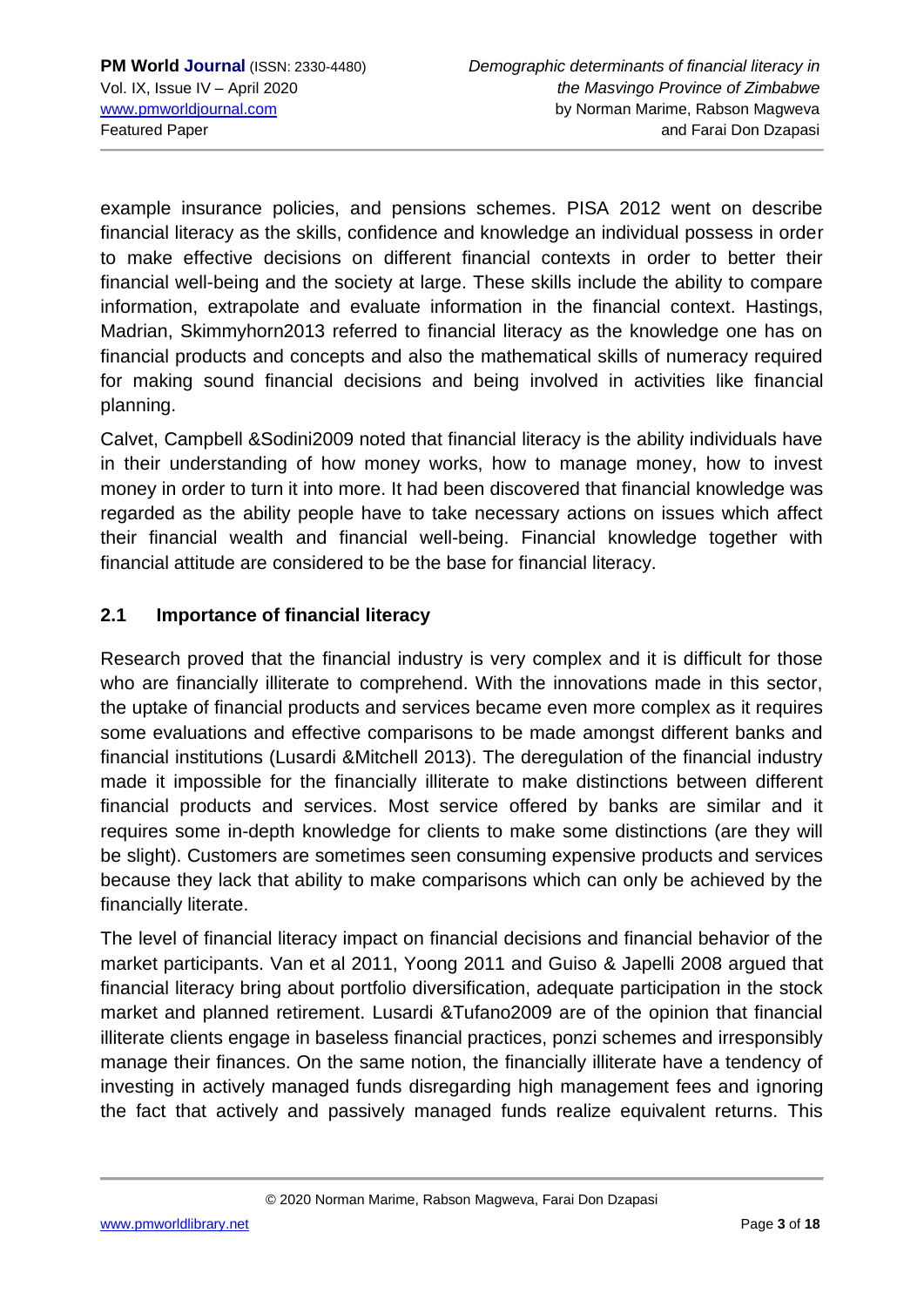example insurance policies, and pensions schemes. PISA 2012 went on describe financial literacy as the skills, confidence and knowledge an individual possess in order to make effective decisions on different financial contexts in order to better their financial well-being and the society at large. These skills include the ability to compare information, extrapolate and evaluate information in the financial context. Hastings, Madrian, Skimmyhorn2013 referred to financial literacy as the knowledge one has on financial products and concepts and also the mathematical skills of numeracy required for making sound financial decisions and being involved in activities like financial planning.

Calvet, Campbell &Sodini2009 noted that financial literacy is the ability individuals have in their understanding of how money works, how to manage money, how to invest money in order to turn it into more. It had been discovered that financial knowledge was regarded as the ability people have to take necessary actions on issues which affect their financial wealth and financial well-being. Financial knowledge together with financial attitude are considered to be the base for financial literacy.

## 2.1 Importance of financial literacy

Research proved that the financial industry is very complex and it is difficult for those who are financially illiterate to comprehend. With the innovations made in this sector, the uptake of financial products and services became even more complex as it requires some evaluations and effective comparisons to be made amongst different banks and financial institutions (Lusardi &Mitchell 2013). The deregulation of the financial industry made it impossible for the financially illiterate to make distinctions between different financial products and services. Most service offered by banks are similar and it requires some in-depth knowledge for clients to make some distinctions (are they will be slight). Customers are sometimes seen consuming expensive products and services because they lack that ability to make comparisons which can only be achieved by the financially literate.

The level of financial literacy impact on financial decisions and financial behavior of the market participants. Van et al 2011, Yoong 2011 and Guiso & Japelli 2008 argued that financial literacy bring about portfolio diversification, adequate participation in the stock market and planned retirement. Lusardi &Tufano2009 are of the opinion that financial illiterate clients engage in baseless financial practices, ponzi schemes and irresponsibly manage their finances. On the same notion, the financially illiterate have a tendency of investing in actively managed funds disregarding high management fees and ignoring the fact that actively and passively managed funds realize equivalent returns. This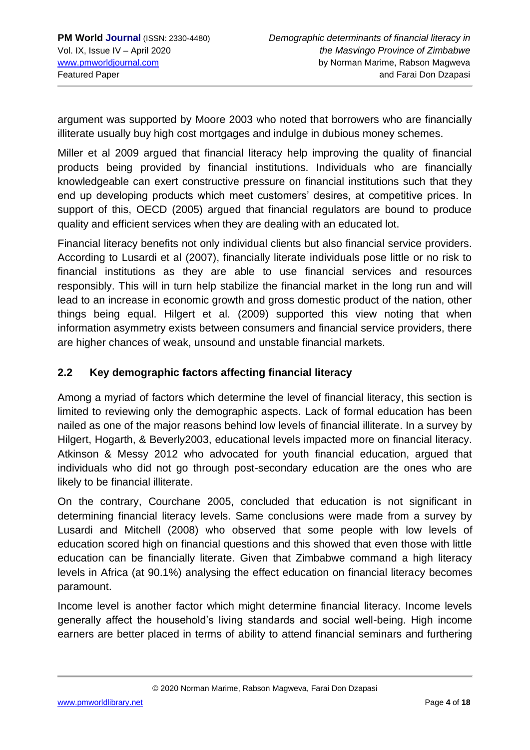argument was supported by Moore 2003 who noted that borrowers who are financially illiterate usually buy high cost mortgages and indulge in dubious money schemes.

Miller et al 2009 argued that financial literacy help improving the quality of financial products being provided by financial institutions. Individuals who are financially knowledgeable can exert constructive pressure on financial institutions such that they end up developing products which meet customers' desires, at competitive prices. In support of this, OECD (2005) argued that financial regulators are bound to produce quality and efficient services when they are dealing with an educated lot.

Financial literacy benefits not only individual clients but also financial service providers. According to Lusardi et al (2007), financially literate individuals pose little or no risk to financial institutions as they are able to use financial services and resources responsibly. This will in turn help stabilize the financial market in the long run and will lead to an increase in economic growth and gross domestic product of the nation, other things being equal. Hilgert et al. (2009) supported this view noting that when information asymmetry exists between consumers and financial service providers, there are higher chances of weak, unsound and unstable financial markets.

## 2.2 Key demographic factors affecting financial literacy

Among a myriad of factors which determine the level of financial literacy, this section is limited to reviewing only the demographic aspects. Lack of formal education has been nailed as one of the major reasons behind low levels of financial illiterate. In a survey by Hilgert, Hogarth, & Beverly2003, educational levels impacted more on financial literacy. Atkinson & Messy 2012 who advocated for youth financial education, argued that individuals who did not go through post-secondary education are the ones who are likely to be financial illiterate.

On the contrary, Courchane 2005, concluded that education is not significant in determining financial literacy levels. Same conclusions were made from a survey by Lusardi and Mitchell (2008) who observed that some people with low levels of education scored high on financial questions and this showed that even those with little education can be financially literate. Given that Zimbabwe command a high literacy levels in Africa (at 90.1%) analysing the effect education on financial literacy becomes paramount.

Income level is another factor which might determine financial literacy. Income levels generally affect the household's living standards and social well-being. High income earners are better placed in terms of ability to attend financial seminars and furthering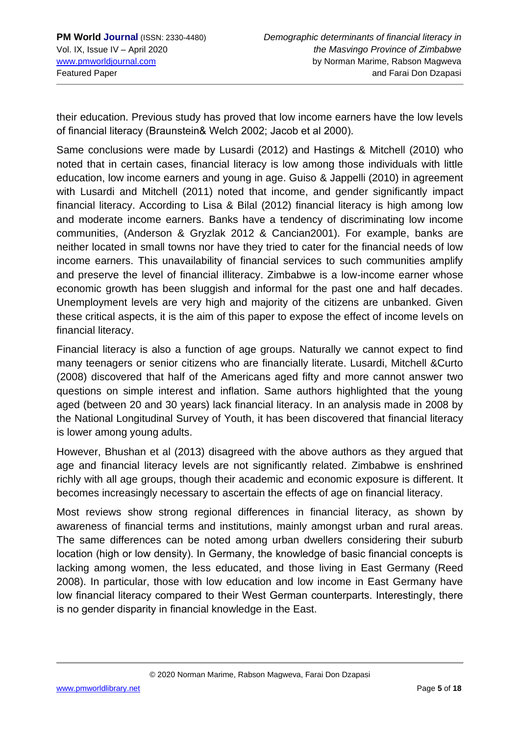their education. Previous study has proved that low income earners have the low levels of financial literacy (Braunstein& Welch 2002; Jacob et al 2000).

Same conclusions were made by Lusardi (2012) and Hastings & Mitchell (2010) who noted that in certain cases, financial literacy is low among those individuals with little education, low income earners and young in age. Guiso & Jappelli (2010) in agreement with Lusardi and Mitchell (2011) noted that income, and gender significantly impact financial literacy. According to Lisa & Bilal (2012) financial literacy is high among low and moderate income earners. Banks have a tendency of discriminating low income communities, (Anderson & Gryzlak 2012 & Cancian2001). For example, banks are neither located in small towns nor have they tried to cater for the financial needs of low income earners. This unavailability of financial services to such communities amplify and preserve the level of financial illiteracy. Zimbabwe is a low-income earner whose economic growth has been sluggish and informal for the past one and half decades. Unemployment levels are very high and majority of the citizens are unbanked. Given these critical aspects, it is the aim of this paper to expose the effect of income levels on financial literacy.

Financial literacy is also a function of age groups. Naturally we cannot expect to find many teenagers or senior citizens who are financially literate. Lusardi, Mitchell &Curto (2008) discovered that half of the Americans aged fifty and more cannot answer two questions on simple interest and inflation. Same authors highlighted that the young aged (between 20 and 30 years) lack financial literacy. In an analysis made in 2008 by the National Longitudinal Survey of Youth, it has been discovered that financial literacy is lower among young adults.

However, Bhushan et al (2013) disagreed with the above authors as they argued that age and financial literacy levels are not significantly related. Zimbabwe is enshrined richly with all age groups, though their academic and economic exposure is different. It becomes increasingly necessary to ascertain the effects of age on financial literacy.

Most reviews show strong regional differences in financial literacy, as shown by awareness of financial terms and institutions, mainly amongst urban and rural areas. The same differences can be noted among urban dwellers considering their suburb location (high or low density). In Germany, the knowledge of basic financial concepts is lacking among women, the less educated, and those living in East Germany (Reed 2008). In particular, those with low education and low income in East Germany have low financial literacy compared to their West German counterparts. Interestingly, there is no gender disparity in financial knowledge in the East.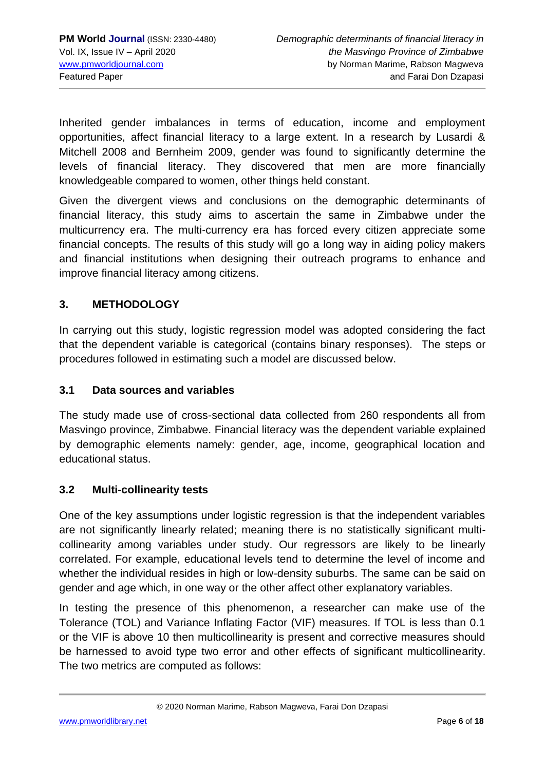Inherited gender imbalances in terms of education, income and employment opportunities, affect financial literacy to a large extent. In a research by Lusardi & Mitchell 2008 and Bernheim 2009, gender was found to significantly determine the levels of financial literacy. They discovered that men are more financially knowledgeable compared to women, other things held constant.

Given the divergent views and conclusions on the demographic determinants of financial literacy, this study aims to ascertain the same in Zimbabwe under the multicurrency era. The multi-currency era has forced every citizen appreciate some financial concepts. The results of this study will go a long way in aiding policy makers and financial institutions when designing their outreach programs to enhance and improve financial literacy among citizens.

## 3. METHODOLOGY

In carrying out this study, logistic regression model was adopted considering the fact that the dependent variable is categorical (contains binary responses). The steps or procedures followed in estimating such a model are discussed below.

### 3.1 Data sources and variables

The study made use of cross-sectional data collected from 260 respondents all from Masvingo province, Zimbabwe. Financial literacy was the dependent variable explained by demographic elements namely: gender, age, income, geographical location and educational status.

### 3.2 Multi-collinearity tests

One of the key assumptions under logistic regression is that the independent variables are not significantly linearly related; meaning there is no statistically significant multi-collinearity among variables under study. Our regressors are likely to be linearly correlated. For example, educational levels tend to determine the level of income and whether the individual resides in high or low-density suburbs. The same can be said on gender and age which, in one way or the other affect other explanatory variables.

In testing the presence of this phenomenon, a researcher can make use of the Tolerance (TOL) and Variance Inflating Factor (VIF) measures. If TOL is less than 0.1 or the VIF is above 10 then multicollinearity is present and corrective measures should be harnessed to avoid type two error and other effects of significant multicollinearity. The two metrics are computed as follows: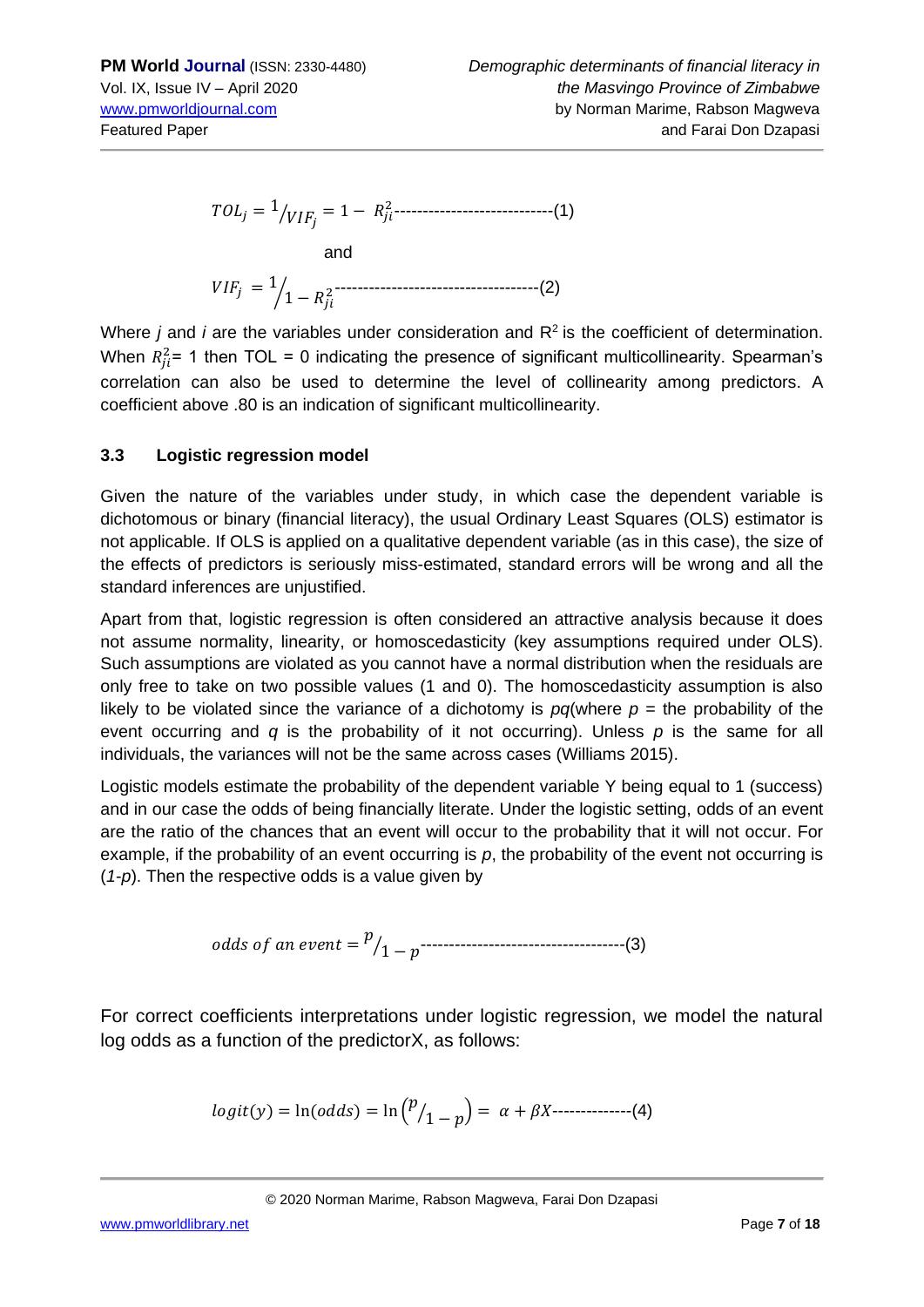$$TOL_j = {}^{1}/_{VIF_j} = 1 - R_{ji}^2 \text{---------------------------(1)}$$

and

$$VIF_j = {}^{1}/_{1 - R_{ji}^2} \text{------------------------------------(2)}$$

Where *j* and *i* are the variables under consideration and $R^2$ is the coefficient of determination. When $R_{ji}^2$= 1 then TOL = 0 indicating the presence of significant multicollinearity. Spearman's correlation can also be used to determine the level of collinearity among predictors. A coefficient above .80 is an indication of significant multicollinearity.

### 3.3 Logistic regression model

Given the nature of the variables under study, in which case the dependent variable is dichotomous or binary (financial literacy), the usual Ordinary Least Squares (OLS) estimator is not applicable. If OLS is applied on a qualitative dependent variable (as in this case), the size of the effects of predictors is seriously miss-estimated, standard errors will be wrong and all the standard inferences are unjustified.

Apart from that, logistic regression is often considered an attractive analysis because it does not assume normality, linearity, or homoscedasticity (key assumptions required under OLS). Such assumptions are violated as you cannot have a normal distribution when the residuals are only free to take on two possible values (1 and 0). The homoscedasticity assumption is also likely to be violated since the variance of a dichotomy is *pq*(where *p* = the probability of the event occurring and *q* is the probability of it not occurring). Unless *p* is the same for all individuals, the variances will not be the same across cases (Williams 2015).

Logistic models estimate the probability of the dependent variable Y being equal to 1 (success) and in our case the odds of being financially literate. Under the logistic setting, odds of an event are the ratio of the chances that an event will occur to the probability that it will not occur. For example, if the probability of an event occurring is *p*, the probability of the event not occurring is (*1-p*). Then the respective odds is a value given by

$$odds\ of\ an\ event = {}^{p}/_{1 - p} \text{------------------------------------(3)}$$

For correct coefficients interpretations under logistic regression, we model the natural log odds as a function of the predictorX, as follows:

$$logit(y) = \ln(odds) = \ln\left({}^{p}/_{1 - p}\right) = \alpha + \beta X \text{--------------(4)}$$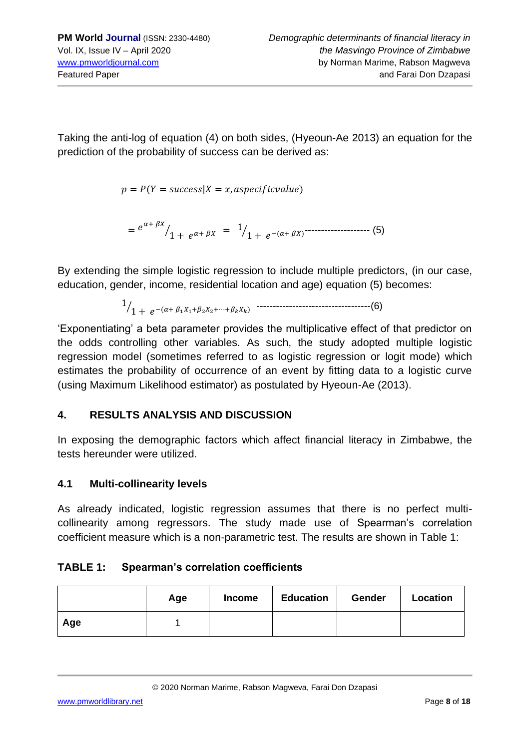Taking the anti-log of equation (4) on both sides, (Hyeoun-Ae 2013) an equation for the prediction of the probability of success can be derived as:

$$p = P(Y = success|X = x, aspecificvalue)$$

$$= e^{\alpha + \beta X} / 1 + e^{\alpha + \beta X} = 1 / 1 + e^{-(\alpha + \beta X)} \text{-------------------- (5)}$$

By extending the simple logistic regression to include multiple predictors, (in our case, education, gender, income, residential location and age) equation (5) becomes:

$$1 / 1 + e^{-(\alpha + \beta_1 X_1 + \beta_2 X_2 + \cdots + \beta_k X_k)} \text{-----------------------------------(6)}$$

'Exponentiating' a beta parameter provides the multiplicative effect of that predictor on the odds controlling other variables. As such, the study adopted multiple logistic regression model (sometimes referred to as logistic regression or logit mode) which estimates the probability of occurrence of an event by fitting data to a logistic curve (using Maximum Likelihood estimator) as postulated by Hyeoun-Ae (2013).

## 4. RESULTS ANALYSIS AND DISCUSSION

In exposing the demographic factors which affect financial literacy in Zimbabwe, the tests hereunder were utilized.

### 4.1 Multi-collinearity levels

As already indicated, logistic regression assumes that there is no perfect multi-collinearity among regressors. The study made use of Spearman's correlation coefficient measure which is a non-parametric test. The results are shown in Table 1:

**TABLE 1: Spearman's correlation coefficients**

| | Age | Income | Education | Gender | Location |
|---|---|---|---|---|---|
| **Age** | 1 | | | | |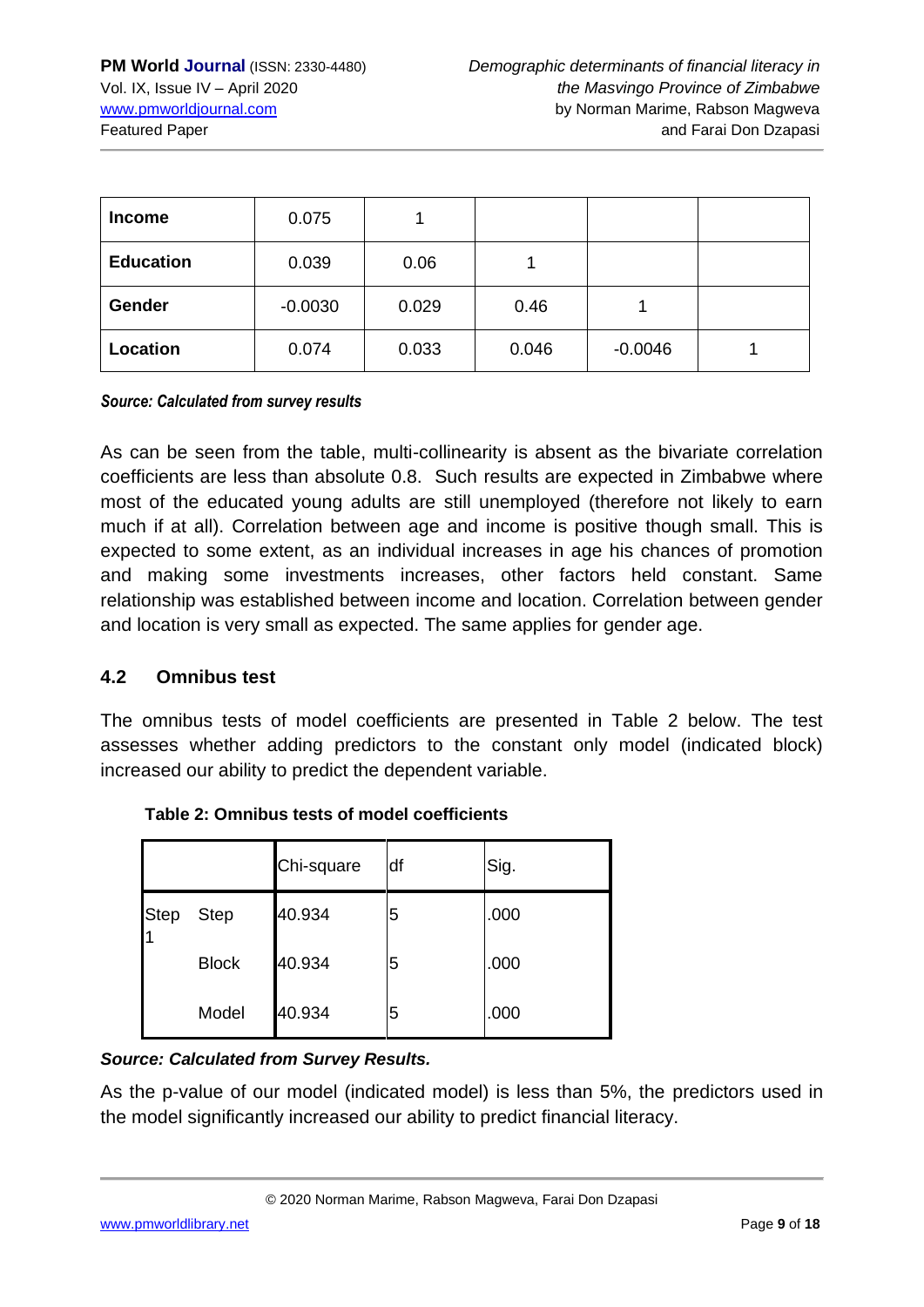| | | | | | |
|---|---|---|---|---|---|
| **Income** | 0.075 | 1 | | | |
| **Education** | 0.039 | 0.06 | 1 | | |
| **Gender** | -0.0030 | 0.029 | 0.46 | 1 | |
| **Location** | 0.074 | 0.033 | 0.046 | -0.0046 | 1 |

***Source: Calculated from survey results***

As can be seen from the table, multi-collinearity is absent as the bivariate correlation coefficients are less than absolute 0.8. Such results are expected in Zimbabwe where most of the educated young adults are still unemployed (therefore not likely to earn much if at all). Correlation between age and income is positive though small. This is expected to some extent, as an individual increases in age his chances of promotion and making some investments increases, other factors held constant. Same relationship was established between income and location. Correlation between gender and location is very small as expected. The same applies for gender age.

### 4.2 Omnibus test

The omnibus tests of model coefficients are presented in Table 2 below. The test assesses whether adding predictors to the constant only model (indicated block) increased our ability to predict the dependent variable.

**Table 2: Omnibus tests of model coefficients**

| | | Chi-square | df | Sig. |
|---|---|---|---|---|
| Step 1 | Step | 40.934 | 5 | .000 |
| | Block | 40.934 | 5 | .000 |
| | Model | 40.934 | 5 | .000 |

***Source: Calculated from Survey Results.***

As the p-value of our model (indicated model) is less than 5%, the predictors used in the model significantly increased our ability to predict financial literacy.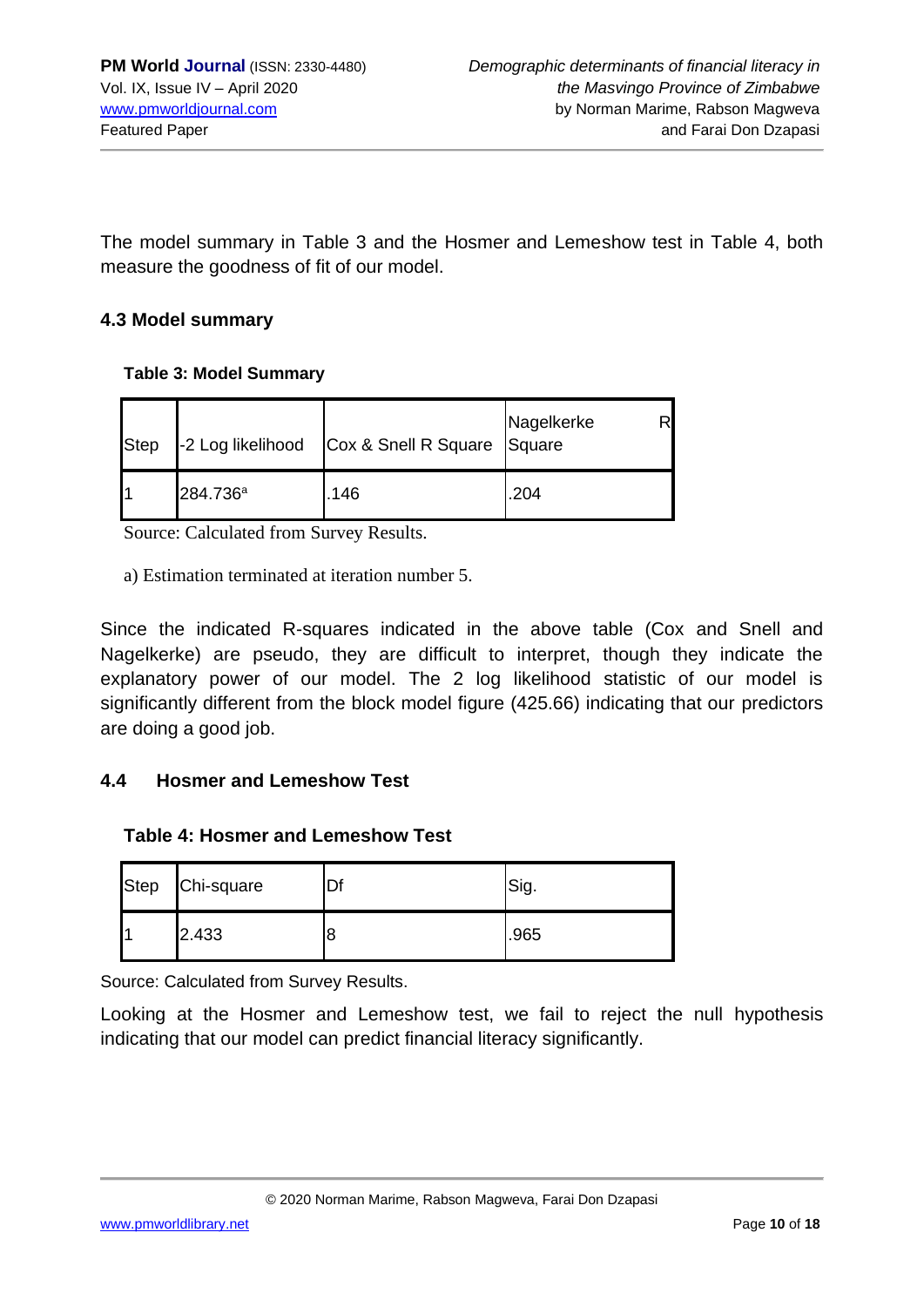The model summary in Table 3 and the Hosmer and Lemeshow test in Table 4, both measure the goodness of fit of our model.

### 4.3 Model summary

**Table 3: Model Summary**

| Step | -2 Log likelihood | Cox & Snell R Square | Nagelkerke R Square |
|---|---|---|---|
| 1 | 284.736[a] | .146 | .204 |

Source: Calculated from Survey Results.

a) Estimation terminated at iteration number 5.

Since the indicated R-squares indicated in the above table (Cox and Snell and Nagelkerke) are pseudo, they are difficult to interpret, though they indicate the explanatory power of our model. The 2 log likelihood statistic of our model is significantly different from the block model figure (425.66) indicating that our predictors are doing a good job.

### 4.4 Hosmer and Lemeshow Test

**Table 4: Hosmer and Lemeshow Test**

| Step | Chi-square | Df | Sig. |
|---|---|---|---|
| 1 | 2.433 | 8 | .965 |

Source: Calculated from Survey Results.

Looking at the Hosmer and Lemeshow test, we fail to reject the null hypothesis indicating that our model can predict financial literacy significantly.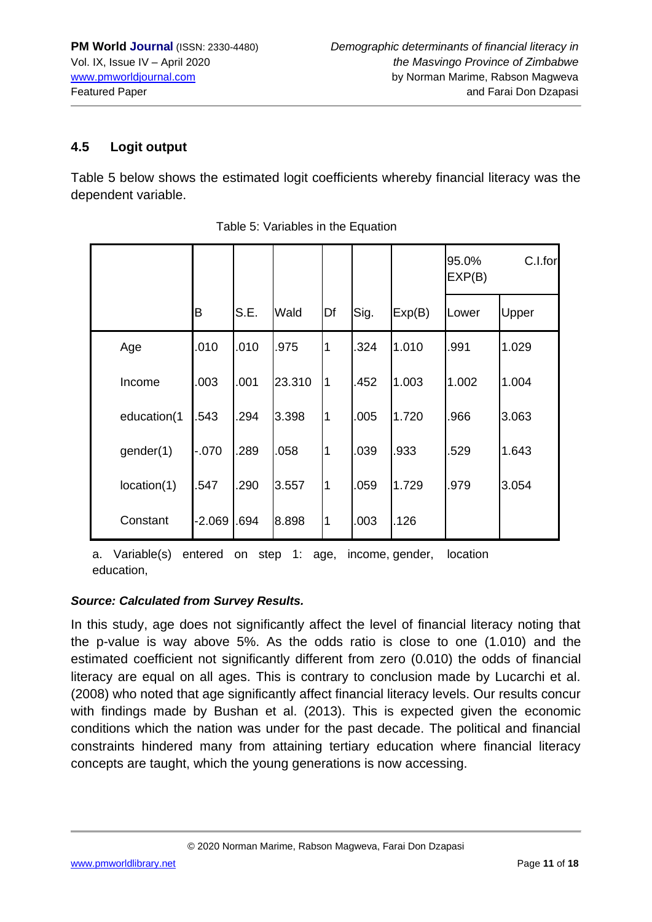### 4.5 Logit output

Table 5 below shows the estimated logit coefficients whereby financial literacy was the dependent variable.

Table 5: Variables in the Equation

| | | | | | | | 95.0% C.I.for EXP(B) | |
|---|---|---|---|---|---|---|---|---|
| | B | S.E. | Wald | Df | Sig. | Exp(B) | Lower | Upper |
| Age | .010 | .010 | .975 | 1 | .324 | 1.010 | .991 | 1.029 |
| Income | .003 | .001 | 23.310 | 1 | .452 | 1.003 | 1.002 | 1.004 |
| education(1 | .543 | .294 | 3.398 | 1 | .005 | 1.720 | .966 | 3.063 |
| gender(1) | -.070 | .289 | .058 | 1 | .039 | .933 | .529 | 1.643 |
| location(1) | .547 | .290 | 3.557 | 1 | .059 | 1.729 | .979 | 3.054 |
| Constant | -2.069 | .694 | 8.898 | 1 | .003 | .126 | | |

a. Variable(s) entered on step 1: age, income, gender, location education,

***Source: Calculated from Survey Results.***

In this study, age does not significantly affect the level of financial literacy noting that the p-value is way above 5%. As the odds ratio is close to one (1.010) and the estimated coefficient not significantly different from zero (0.010) the odds of financial literacy are equal on all ages. This is contrary to conclusion made by Lucarchi et al. (2008) who noted that age significantly affect financial literacy levels. Our results concur with findings made by Bushan et al. (2013). This is expected given the economic conditions which the nation was under for the past decade. The political and financial constraints hindered many from attaining tertiary education where financial literacy concepts are taught, which the young generations is now accessing.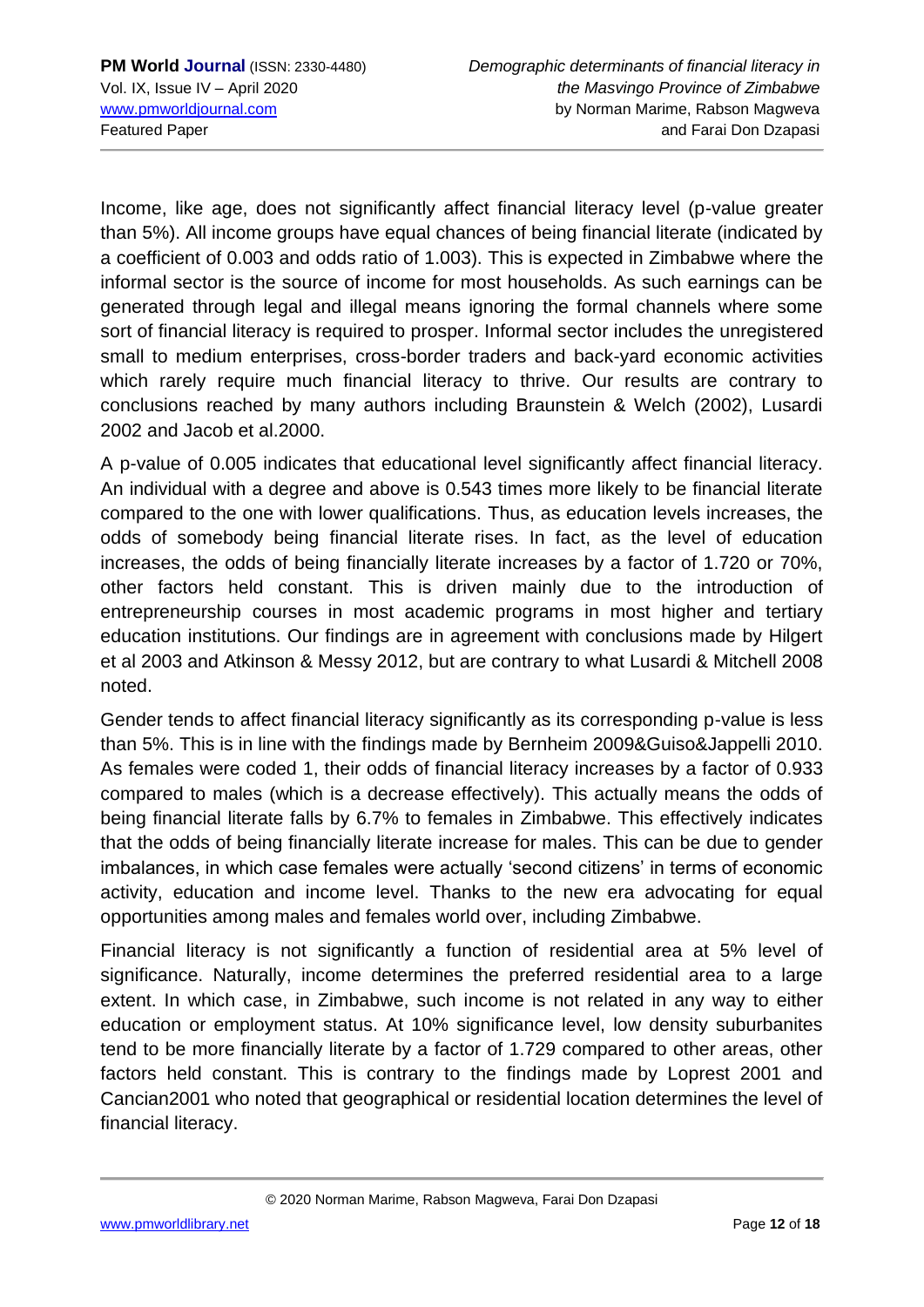Income, like age, does not significantly affect financial literacy level (p-value greater than 5%). All income groups have equal chances of being financial literate (indicated by a coefficient of 0.003 and odds ratio of 1.003). This is expected in Zimbabwe where the informal sector is the source of income for most households. As such earnings can be generated through legal and illegal means ignoring the formal channels where some sort of financial literacy is required to prosper. Informal sector includes the unregistered small to medium enterprises, cross-border traders and back-yard economic activities which rarely require much financial literacy to thrive. Our results are contrary to conclusions reached by many authors including Braunstein & Welch (2002), Lusardi 2002 and Jacob et al.2000.

A p-value of 0.005 indicates that educational level significantly affect financial literacy. An individual with a degree and above is 0.543 times more likely to be financial literate compared to the one with lower qualifications. Thus, as education levels increases, the odds of somebody being financial literate rises. In fact, as the level of education increases, the odds of being financially literate increases by a factor of 1.720 or 70%, other factors held constant. This is driven mainly due to the introduction of entrepreneurship courses in most academic programs in most higher and tertiary education institutions. Our findings are in agreement with conclusions made by Hilgert et al 2003 and Atkinson & Messy 2012, but are contrary to what Lusardi & Mitchell 2008 noted.

Gender tends to affect financial literacy significantly as its corresponding p-value is less than 5%. This is in line with the findings made by Bernheim 2009&Guiso&Jappelli 2010. As females were coded 1, their odds of financial literacy increases by a factor of 0.933 compared to males (which is a decrease effectively). This actually means the odds of being financial literate falls by 6.7% to females in Zimbabwe. This effectively indicates that the odds of being financially literate increase for males. This can be due to gender imbalances, in which case females were actually 'second citizens' in terms of economic activity, education and income level. Thanks to the new era advocating for equal opportunities among males and females world over, including Zimbabwe.

Financial literacy is not significantly a function of residential area at 5% level of significance. Naturally, income determines the preferred residential area to a large extent. In which case, in Zimbabwe, such income is not related in any way to either education or employment status. At 10% significance level, low density suburbanites tend to be more financially literate by a factor of 1.729 compared to other areas, other factors held constant. This is contrary to the findings made by Loprest 2001 and Cancian2001 who noted that geographical or residential location determines the level of financial literacy.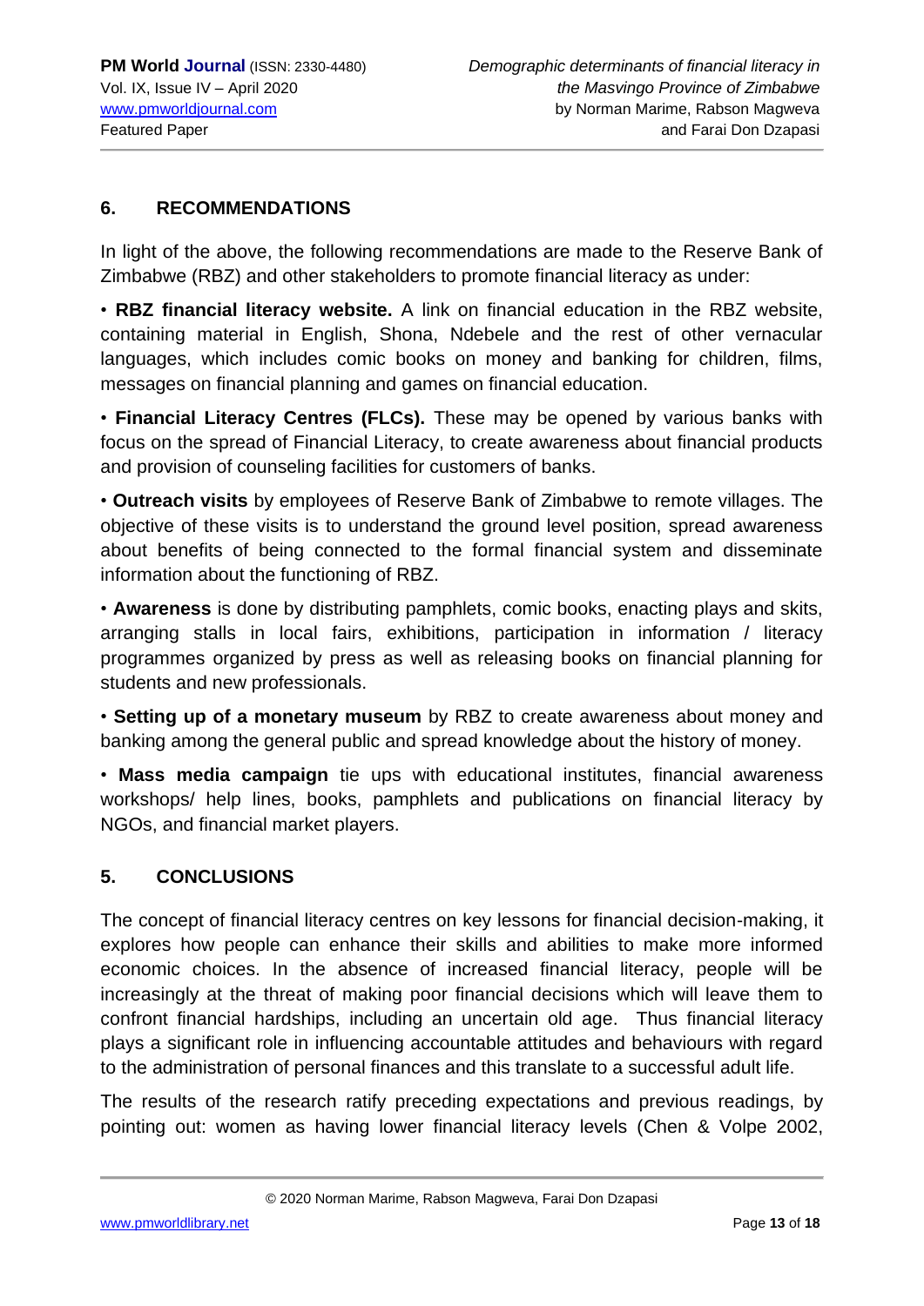## 6. RECOMMENDATIONS

In light of the above, the following recommendations are made to the Reserve Bank of Zimbabwe (RBZ) and other stakeholders to promote financial literacy as under:

- **RBZ financial literacy website.** A link on financial education in the RBZ website, containing material in English, Shona, Ndebele and the rest of other vernacular languages, which includes comic books on money and banking for children, films, messages on financial planning and games on financial education.
- **Financial Literacy Centres (FLCs).** These may be opened by various banks with focus on the spread of Financial Literacy, to create awareness about financial products and provision of counseling facilities for customers of banks.
- **Outreach visits** by employees of Reserve Bank of Zimbabwe to remote villages. The objective of these visits is to understand the ground level position, spread awareness about benefits of being connected to the formal financial system and disseminate information about the functioning of RBZ.
- **Awareness** is done by distributing pamphlets, comic books, enacting plays and skits, arranging stalls in local fairs, exhibitions, participation in information / literacy programmes organized by press as well as releasing books on financial planning for students and new professionals.
- **Setting up of a monetary museum** by RBZ to create awareness about money and banking among the general public and spread knowledge about the history of money.
- **Mass media campaign** tie ups with educational institutes, financial awareness workshops/ help lines, books, pamphlets and publications on financial literacy by NGOs, and financial market players.

## 5. CONCLUSIONS

The concept of financial literacy centres on key lessons for financial decision-making, it explores how people can enhance their skills and abilities to make more informed economic choices. In the absence of increased financial literacy, people will be increasingly at the threat of making poor financial decisions which will leave them to confront financial hardships, including an uncertain old age. Thus financial literacy plays a significant role in influencing accountable attitudes and behaviours with regard to the administration of personal finances and this translate to a successful adult life.

The results of the research ratify preceding expectations and previous readings, by pointing out: women as having lower financial literacy levels (Chen & Volpe 2002,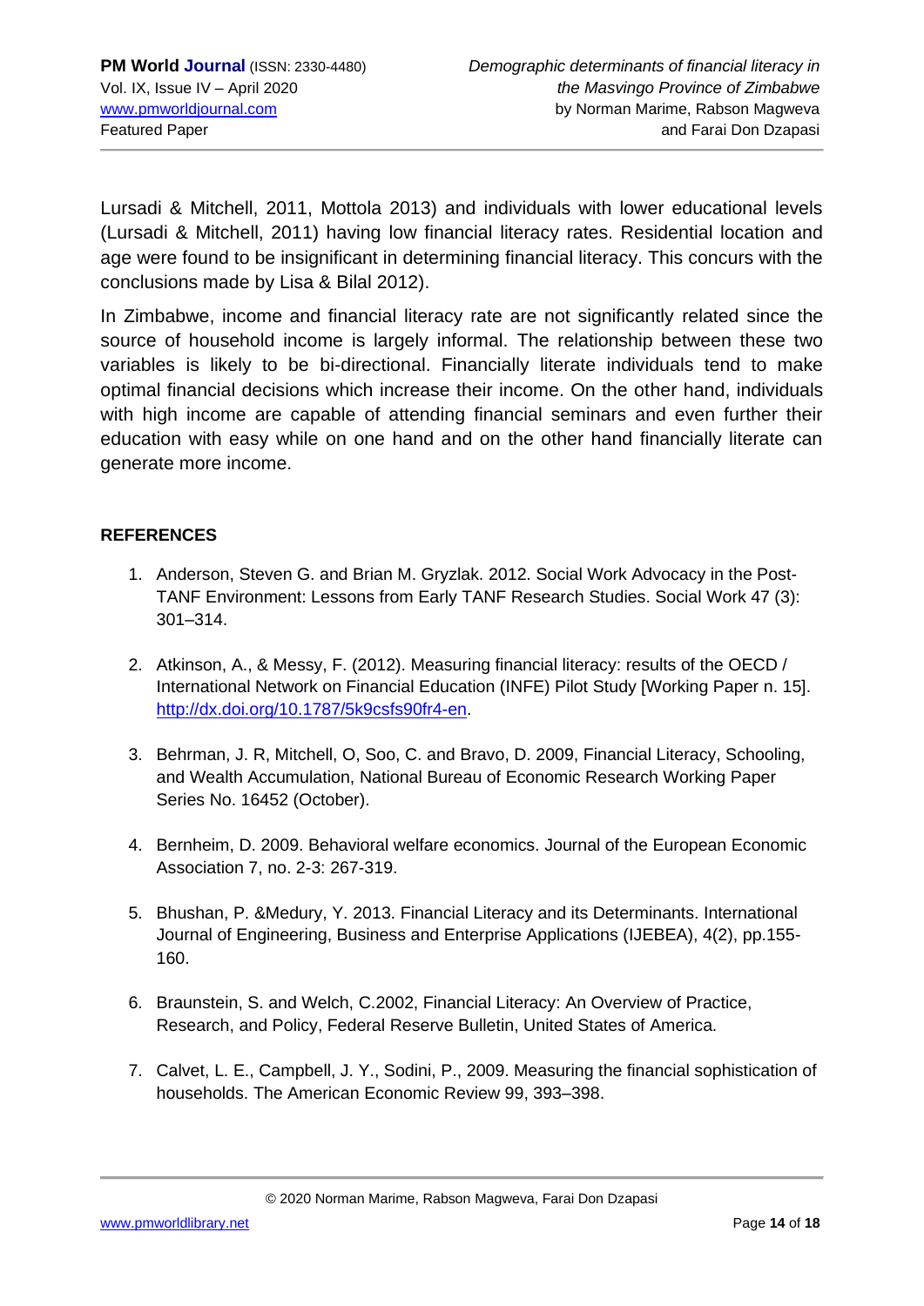Lursadi & Mitchell, 2011, Mottola 2013) and individuals with lower educational levels (Lursadi & Mitchell, 2011) having low financial literacy rates. Residential location and age were found to be insignificant in determining financial literacy. This concurs with the conclusions made by Lisa & Bilal 2012).

In Zimbabwe, income and financial literacy rate are not significantly related since the source of household income is largely informal. The relationship between these two variables is likely to be bi-directional. Financially literate individuals tend to make optimal financial decisions which increase their income. On the other hand, individuals with high income are capable of attending financial seminars and even further their education with easy while on one hand and on the other hand financially literate can generate more income.

**REFERENCES**

1. Anderson, Steven G. and Brian M. Gryzlak. 2012. Social Work Advocacy in the Post-TANF Environment: Lessons from Early TANF Research Studies. Social Work 47 (3): 301–314.

2. Atkinson, A., & Messy, F. (2012). Measuring financial literacy: results of the OECD / International Network on Financial Education (INFE) Pilot Study [Working Paper n. 15]. http://dx.doi.org/10.1787/5k9csfs90fr4-en.

3. Behrman, J. R, Mitchell, O, Soo, C. and Bravo, D. 2009, Financial Literacy, Schooling, and Wealth Accumulation, National Bureau of Economic Research Working Paper Series No. 16452 (October).

4. Bernheim, D. 2009. Behavioral welfare economics. Journal of the European Economic Association 7, no. 2-3: 267-319.

5. Bhushan, P. &Medury, Y. 2013. Financial Literacy and its Determinants. International Journal of Engineering, Business and Enterprise Applications (IJEBEA), 4(2), pp.155-160.

6. Braunstein, S. and Welch, C.2002, Financial Literacy: An Overview of Practice, Research, and Policy, Federal Reserve Bulletin, United States of America.

7. Calvet, L. E., Campbell, J. Y., Sodini, P., 2009. Measuring the financial sophistication of households. The American Economic Review 99, 393–398.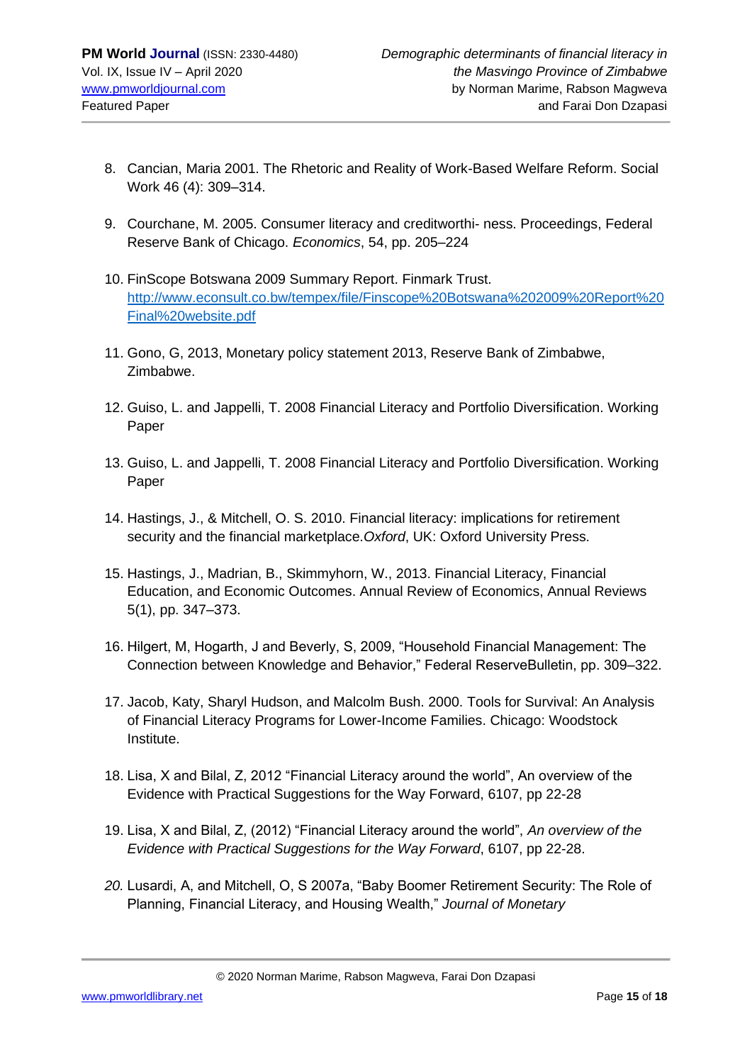8. Cancian, Maria 2001. The Rhetoric and Reality of Work-Based Welfare Reform. Social Work 46 (4): 309–314.

9. Courchane, M. 2005. Consumer literacy and creditworthi- ness. Proceedings, Federal Reserve Bank of Chicago. *Economics*, 54, pp. 205–224

10. FinScope Botswana 2009 Summary Report. Finmark Trust. [http://www.econsult.co.bw/tempex/file/Finscope%20Botswana%202009%20Report%20Final%20website.pdf](http://www.econsult.co.bw/tempex/file/Finscope%20Botswana%202009%20Report%20Final%20website.pdf)

11. Gono, G, 2013, Monetary policy statement 2013, Reserve Bank of Zimbabwe, Zimbabwe.

12. Guiso, L. and Jappelli, T. 2008 Financial Literacy and Portfolio Diversification. Working Paper

13. Guiso, L. and Jappelli, T. 2008 Financial Literacy and Portfolio Diversification. Working Paper

14. Hastings, J., & Mitchell, O. S. 2010. Financial literacy: implications for retirement security and the financial marketplace.*Oxford*, UK: Oxford University Press.

15. Hastings, J., Madrian, B., Skimmyhorn, W., 2013. Financial Literacy, Financial Education, and Economic Outcomes. Annual Review of Economics, Annual Reviews 5(1), pp. 347–373.

16. Hilgert, M, Hogarth, J and Beverly, S, 2009, "Household Financial Management: The Connection between Knowledge and Behavior," Federal ReserveBulletin, pp. 309–322.

17. Jacob, Katy, Sharyl Hudson, and Malcolm Bush. 2000. Tools for Survival: An Analysis of Financial Literacy Programs for Lower-Income Families. Chicago: Woodstock Institute.

18. Lisa, X and Bilal, Z, 2012 "Financial Literacy around the world", An overview of the Evidence with Practical Suggestions for the Way Forward, 6107, pp 22-28

19. Lisa, X and Bilal, Z, (2012) "Financial Literacy around the world", *An overview of the Evidence with Practical Suggestions for the Way Forward*, 6107, pp 22-28.

*20.* Lusardi, A, and Mitchell, O, S 2007a, "Baby Boomer Retirement Security: The Role of Planning, Financial Literacy, and Housing Wealth," *Journal of Monetary*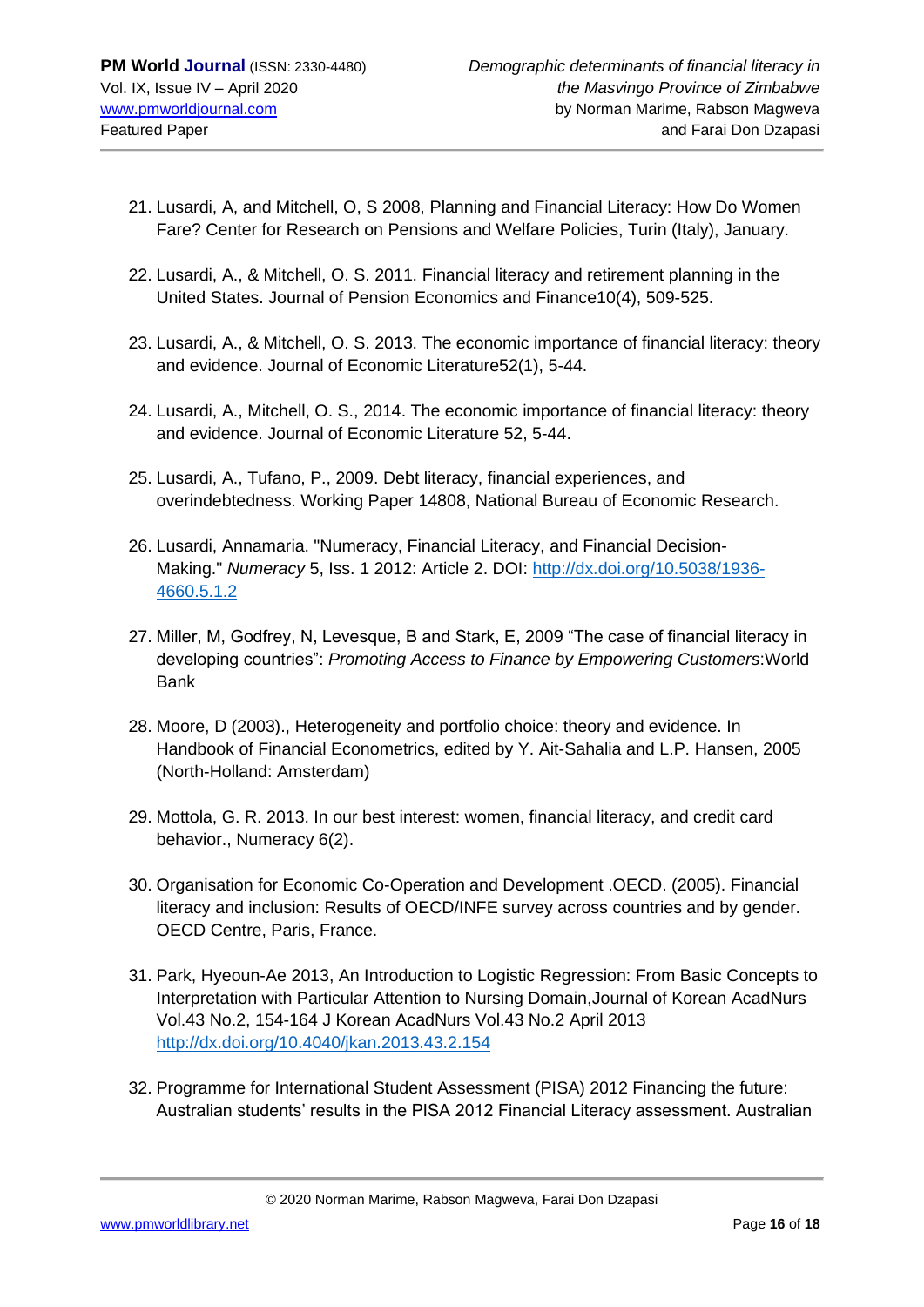21. Lusardi, A, and Mitchell, O, S 2008, Planning and Financial Literacy: How Do Women Fare? Center for Research on Pensions and Welfare Policies, Turin (Italy), January.

22. Lusardi, A., & Mitchell, O. S. 2011. Financial literacy and retirement planning in the United States. Journal of Pension Economics and Finance10(4), 509-525.

23. Lusardi, A., & Mitchell, O. S. 2013. The economic importance of financial literacy: theory and evidence. Journal of Economic Literature52(1), 5-44.

24. Lusardi, A., Mitchell, O. S., 2014. The economic importance of financial literacy: theory and evidence. Journal of Economic Literature 52, 5-44.

25. Lusardi, A., Tufano, P., 2009. Debt literacy, financial experiences, and overindebtedness. Working Paper 14808, National Bureau of Economic Research.

26. Lusardi, Annamaria. "Numeracy, Financial Literacy, and Financial Decision-Making." *Numeracy* 5, Iss. 1 2012: Article 2. DOI: http://dx.doi.org/10.5038/1936-4660.5.1.2

27. Miller, M, Godfrey, N, Levesque, B and Stark, E, 2009 "The case of financial literacy in developing countries": *Promoting Access to Finance by Empowering Customers*:World Bank

28. Moore, D (2003)., Heterogeneity and portfolio choice: theory and evidence. In Handbook of Financial Econometrics, edited by Y. Ait-Sahalia and L.P. Hansen, 2005 (North-Holland: Amsterdam)

29. Mottola, G. R. 2013. In our best interest: women, financial literacy, and credit card behavior., Numeracy 6(2).

30. Organisation for Economic Co-Operation and Development .OECD. (2005). Financial literacy and inclusion: Results of OECD/INFE survey across countries and by gender. OECD Centre, Paris, France.

31. Park, Hyeoun-Ae 2013, An Introduction to Logistic Regression: From Basic Concepts to Interpretation with Particular Attention to Nursing Domain,Journal of Korean AcadNurs Vol.43 No.2, 154-164 J Korean AcadNurs Vol.43 No.2 April 2013 http://dx.doi.org/10.4040/jkan.2013.43.2.154

32. Programme for International Student Assessment (PISA) 2012 Financing the future: Australian students' results in the PISA 2012 Financial Literacy assessment. Australian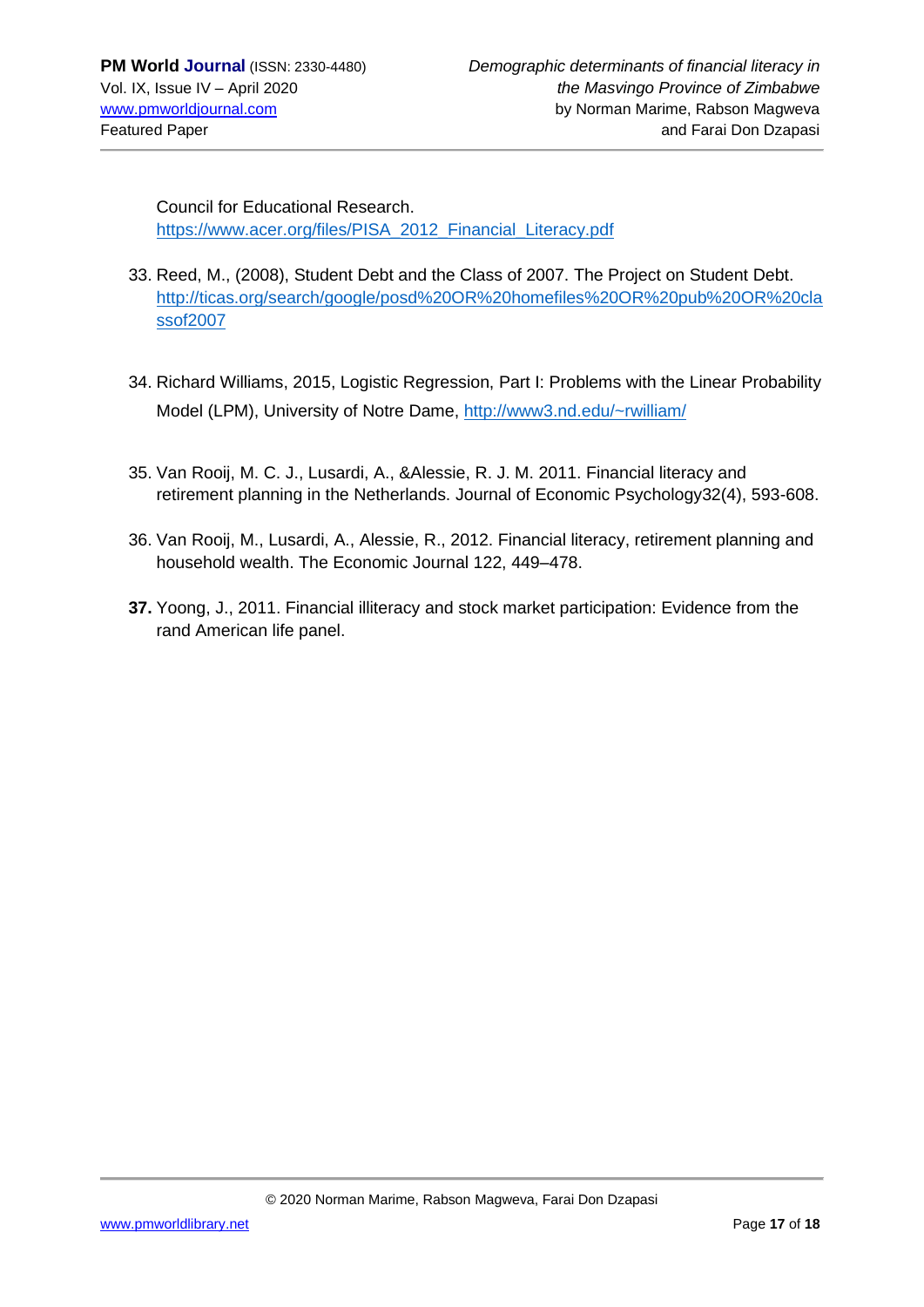Council for Educational Research. https://www.acer.org/files/PISA_2012_Financial_Literacy.pdf

33. Reed, M., (2008), Student Debt and the Class of 2007. The Project on Student Debt. http://ticas.org/search/google/posd%20OR%20homefiles%20OR%20pub%20OR%20classof2007

34. Richard Williams, 2015, Logistic Regression, Part I: Problems with the Linear Probability Model (LPM), University of Notre Dame, http://www3.nd.edu/~rwilliam/

35. Van Rooij, M. C. J., Lusardi, A., &Alessie, R. J. M. 2011. Financial literacy and retirement planning in the Netherlands. Journal of Economic Psychology32(4), 593-608.

36. Van Rooij, M., Lusardi, A., Alessie, R., 2012. Financial literacy, retirement planning and household wealth. The Economic Journal 122, 449–478.

37. Yoong, J., 2011. Financial illiteracy and stock market participation: Evidence from the rand American life panel.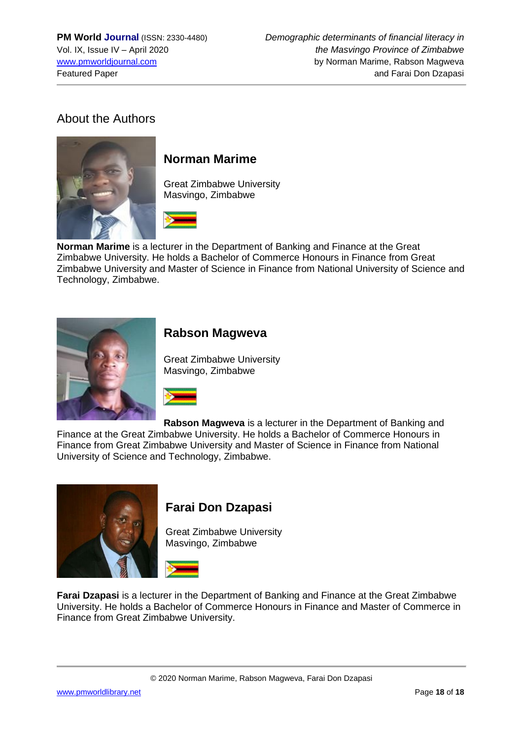## About the Authors

### Norman Marime

Great Zimbabwe University
Masvingo, Zimbabwe

**Norman Marime** is a lecturer in the Department of Banking and Finance at the Great Zimbabwe University. He holds a Bachelor of Commerce Honours in Finance from Great Zimbabwe University and Master of Science in Finance from National University of Science and Technology, Zimbabwe.

### Rabson Magweva

Great Zimbabwe University
Masvingo, Zimbabwe

**Rabson Magweva** is a lecturer in the Department of Banking and Finance at the Great Zimbabwe University. He holds a Bachelor of Commerce Honours in Finance from Great Zimbabwe University and Master of Science in Finance from National University of Science and Technology, Zimbabwe.

### Farai Don Dzapasi

Great Zimbabwe University
Masvingo, Zimbabwe

**Farai Dzapasi** is a lecturer in the Department of Banking and Finance at the Great Zimbabwe University. He holds a Bachelor of Commerce Honours in Finance and Master of Commerce in Finance from Great Zimbabwe University.

© 2020 Norman Marime, Rabson Magweva, Farai Don Dzapasi